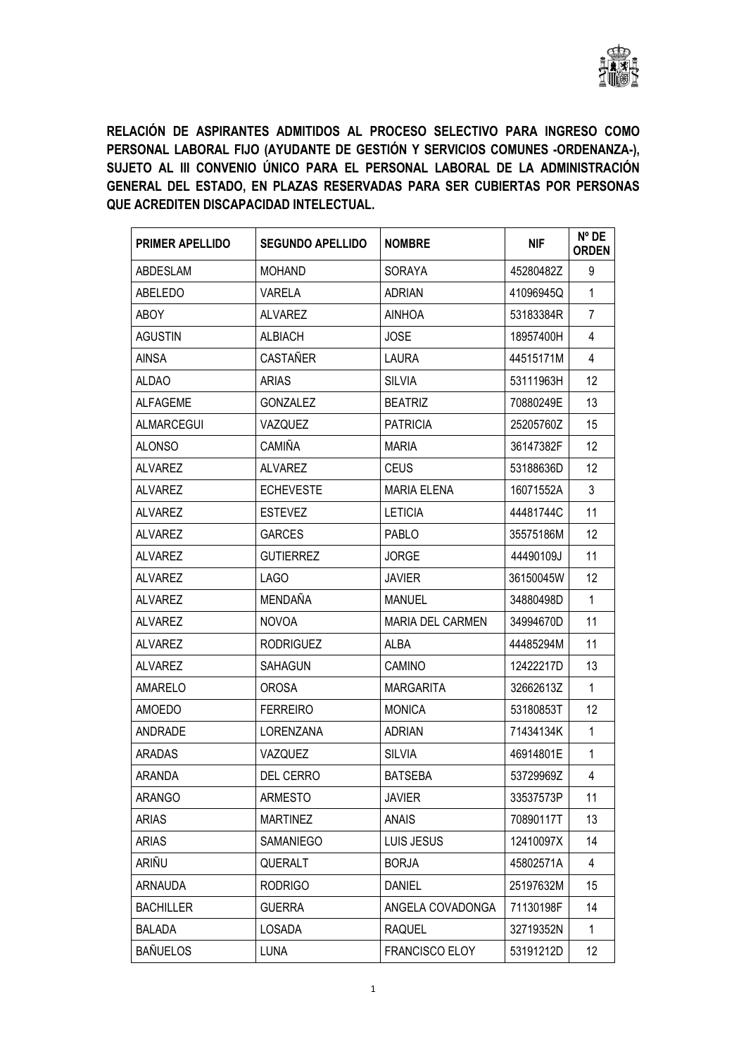**RELACIÓN DE ASPIRANTES ADMITIDOS AL PROCESO SELECTIVO PARA INGRESO COMO PERSONAL LABORAL FIJO (AYUDANTE DE GESTIÓN Y SERVICIOS COMUNES -ORDENANZA-), SUJETO AL III CONVENIO ÚNICO PARA EL PERSONAL LABORAL DE LA ADMINISTRACIÓN GENERAL DEL ESTADO, EN PLAZAS RESERVADAS PARA SER CUBIERTAS POR PERSONAS QUE ACREDITEN DISCAPACIDAD INTELECTUAL.**

| PRIMER APELLIDO | SEGUNDO APELLIDO | NOMBRE | NIF | Nº DE ORDEN |
|---|---|---|---|---|
| ABDESLAM | MOHAND | SORAYA | 45280482Z | 9 |
| ABELEDO | VARELA | ADRIAN | 41096945Q | 1 |
| ABOY | ALVAREZ | AINHOA | 53183384R | 7 |
| AGUSTIN | ALBIACH | JOSE | 18957400H | 4 |
| AINSA | CASTAÑER | LAURA | 44515171M | 4 |
| ALDAO | ARIAS | SILVIA | 53111963H | 12 |
| ALFAGEME | GONZALEZ | BEATRIZ | 70880249E | 13 |
| ALMARCEGUI | VAZQUEZ | PATRICIA | 25205760Z | 15 |
| ALONSO | CAMIÑA | MARIA | 36147382F | 12 |
| ALVAREZ | ALVAREZ | CEUS | 53188636D | 12 |
| ALVAREZ | ECHEVESTE | MARIA ELENA | 16071552A | 3 |
| ALVAREZ | ESTEVEZ | LETICIA | 44481744C | 11 |
| ALVAREZ | GARCES | PABLO | 35575186M | 12 |
| ALVAREZ | GUTIERREZ | JORGE | 44490109J | 11 |
| ALVAREZ | LAGO | JAVIER | 36150045W | 12 |
| ALVAREZ | MENDAÑA | MANUEL | 34880498D | 1 |
| ALVAREZ | NOVOA | MARIA DEL CARMEN | 34994670D | 11 |
| ALVAREZ | RODRIGUEZ | ALBA | 44485294M | 11 |
| ALVAREZ | SAHAGUN | CAMINO | 12422217D | 13 |
| AMARELO | OROSA | MARGARITA | 32662613Z | 1 |
| AMOEDO | FERREIRO | MONICA | 53180853T | 12 |
| ANDRADE | LORENZANA | ADRIAN | 71434134K | 1 |
| ARADAS | VAZQUEZ | SILVIA | 46914801E | 1 |
| ARANDA | DEL CERRO | BATSEBA | 53729969Z | 4 |
| ARANGO | ARMESTO | JAVIER | 33537573P | 11 |
| ARIAS | MARTINEZ | ANAIS | 70890117T | 13 |
| ARIAS | SAMANIEGO | LUIS JESUS | 12410097X | 14 |
| ARIÑU | QUERALT | BORJA | 45802571A | 4 |
| ARNAUDA | RODRIGO | DANIEL | 25197632M | 15 |
| BACHILLER | GUERRA | ANGELA COVADONGA | 71130198F | 14 |
| BALADA | LOSADA | RAQUEL | 32719352N | 1 |
| BAÑUELOS | LUNA | FRANCISCO ELOY | 53191212D | 12 |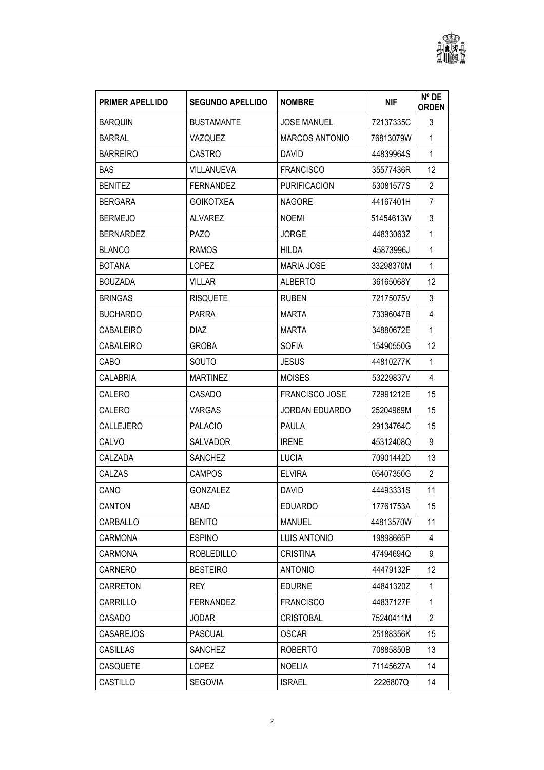| PRIMER APELLIDO | SEGUNDO APELLIDO | NOMBRE | NIF | Nº DE ORDEN |
| --- | --- | --- | --- | --- |
| BARQUIN | BUSTAMANTE | JOSE MANUEL | 72137335C | 3 |
| BARRAL | VAZQUEZ | MARCOS ANTONIO | 76813079W | 1 |
| BARREIRO | CASTRO | DAVID | 44839964S | 1 |
| BAS | VILLANUEVA | FRANCISCO | 35577436R | 12 |
| BENITEZ | FERNANDEZ | PURIFICACION | 53081577S | 2 |
| BERGARA | GOIKOTXEA | NAGORE | 44167401H | 7 |
| BERMEJO | ALVAREZ | NOEMI | 51454613W | 3 |
| BERNARDEZ | PAZO | JORGE | 44833063Z | 1 |
| BLANCO | RAMOS | HILDA | 45873996J | 1 |
| BOTANA | LOPEZ | MARIA JOSE | 33298370M | 1 |
| BOUZADA | VILLAR | ALBERTO | 36165068Y | 12 |
| BRINGAS | RISQUETE | RUBEN | 72175075V | 3 |
| BUCHARDO | PARRA | MARTA | 73396047B | 4 |
| CABALEIRO | DIAZ | MARTA | 34880672E | 1 |
| CABALEIRO | GROBA | SOFIA | 15490550G | 12 |
| CABO | SOUTO | JESUS | 44810277K | 1 |
| CALABRIA | MARTINEZ | MOISES | 53229837V | 4 |
| CALERO | CASADO | FRANCISCO JOSE | 72991212E | 15 |
| CALERO | VARGAS | JORDAN EDUARDO | 25204969M | 15 |
| CALLEJERO | PALACIO | PAULA | 29134764C | 15 |
| CALVO | SALVADOR | IRENE | 45312408Q | 9 |
| CALZADA | SANCHEZ | LUCIA | 70901442D | 13 |
| CALZAS | CAMPOS | ELVIRA | 05407350G | 2 |
| CANO | GONZALEZ | DAVID | 44493331S | 11 |
| CANTON | ABAD | EDUARDO | 17761753A | 15 |
| CARBALLO | BENITO | MANUEL | 44813570W | 11 |
| CARMONA | ESPINO | LUIS ANTONIO | 19898665P | 4 |
| CARMONA | ROBLEDILLO | CRISTINA | 47494694Q | 9 |
| CARNERO | BESTEIRO | ANTONIO | 44479132F | 12 |
| CARRETON | REY | EDURNE | 44841320Z | 1 |
| CARRILLO | FERNANDEZ | FRANCISCO | 44837127F | 1 |
| CASADO | JODAR | CRISTOBAL | 75240411M | 2 |
| CASAREJOS | PASCUAL | OSCAR | 25188356K | 15 |
| CASILLAS | SANCHEZ | ROBERTO | 70885850B | 13 |
| CASQUETE | LOPEZ | NOELIA | 71145627A | 14 |
| CASTILLO | SEGOVIA | ISRAEL | 2226807Q | 14 |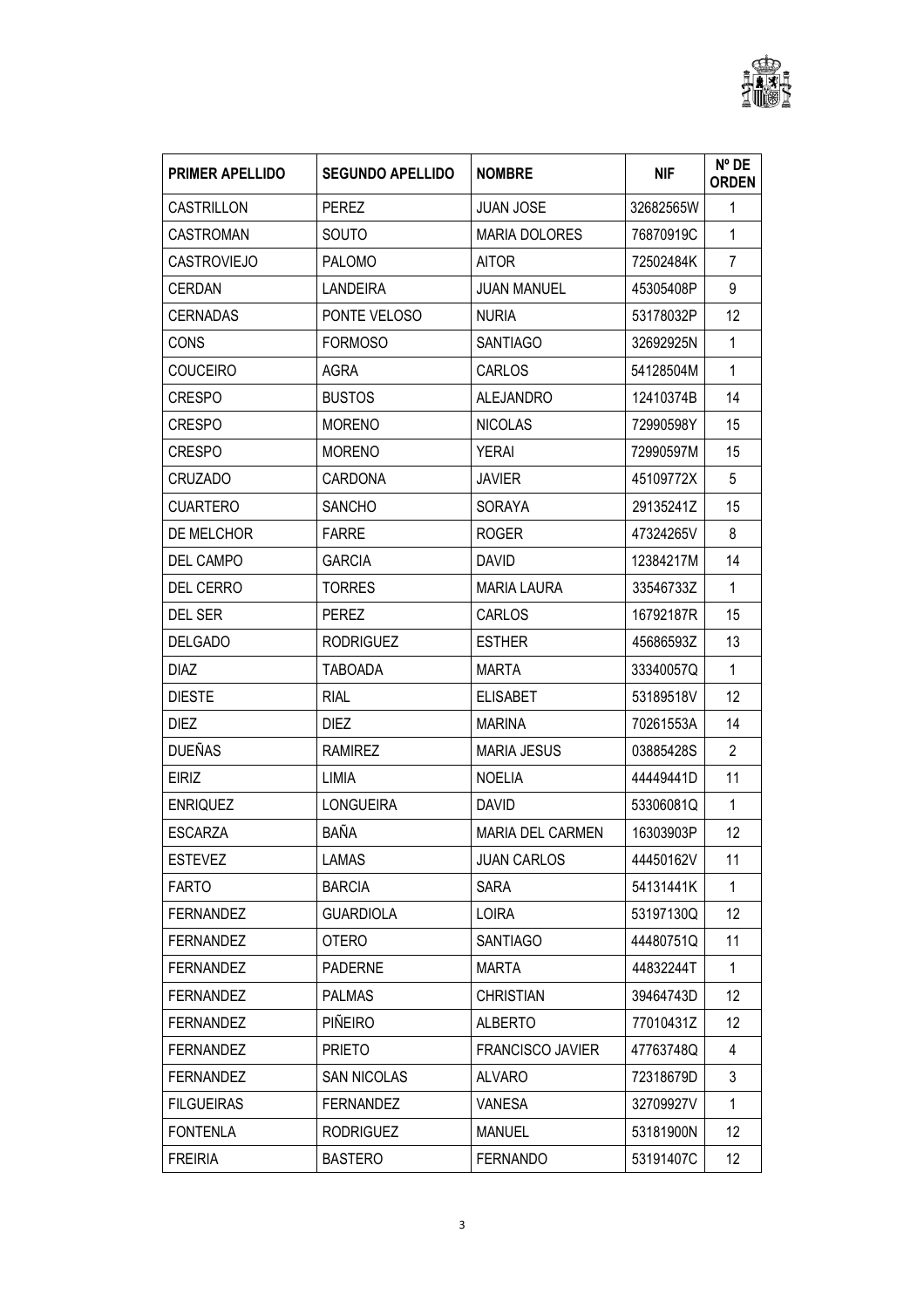| PRIMER APELLIDO | SEGUNDO APELLIDO | NOMBRE | NIF | Nº DE ORDEN |
|---|---|---|---|---|
| CASTRILLON | PEREZ | JUAN JOSE | 32682565W | 1 |
| CASTROMAN | SOUTO | MARIA DOLORES | 76870919C | 1 |
| CASTROVIEJO | PALOMO | AITOR | 72502484K | 7 |
| CERDAN | LANDEIRA | JUAN MANUEL | 45305408P | 9 |
| CERNADAS | PONTE VELOSO | NURIA | 53178032P | 12 |
| CONS | FORMOSO | SANTIAGO | 32692925N | 1 |
| COUCEIRO | AGRA | CARLOS | 54128504M | 1 |
| CRESPO | BUSTOS | ALEJANDRO | 12410374B | 14 |
| CRESPO | MORENO | NICOLAS | 72990598Y | 15 |
| CRESPO | MORENO | YERAI | 72990597M | 15 |
| CRUZADO | CARDONA | JAVIER | 45109772X | 5 |
| CUARTERO | SANCHO | SORAYA | 29135241Z | 15 |
| DE MELCHOR | FARRE | ROGER | 47324265V | 8 |
| DEL CAMPO | GARCIA | DAVID | 12384217M | 14 |
| DEL CERRO | TORRES | MARIA LAURA | 33546733Z | 1 |
| DEL SER | PEREZ | CARLOS | 16792187R | 15 |
| DELGADO | RODRIGUEZ | ESTHER | 45686593Z | 13 |
| DIAZ | TABOADA | MARTA | 33340057Q | 1 |
| DIESTE | RIAL | ELISABET | 53189518V | 12 |
| DIEZ | DIEZ | MARINA | 70261553A | 14 |
| DUEÑAS | RAMIREZ | MARIA JESUS | 03885428S | 2 |
| EIRIZ | LIMIA | NOELIA | 44449441D | 11 |
| ENRIQUEZ | LONGUEIRA | DAVID | 53306081Q | 1 |
| ESCARZA | BAÑA | MARIA DEL CARMEN | 16303903P | 12 |
| ESTEVEZ | LAMAS | JUAN CARLOS | 44450162V | 11 |
| FARTO | BARCIA | SARA | 54131441K | 1 |
| FERNANDEZ | GUARDIOLA | LOIRA | 53197130Q | 12 |
| FERNANDEZ | OTERO | SANTIAGO | 44480751Q | 11 |
| FERNANDEZ | PADERNE | MARTA | 44832244T | 1 |
| FERNANDEZ | PALMAS | CHRISTIAN | 39464743D | 12 |
| FERNANDEZ | PIÑEIRO | ALBERTO | 77010431Z | 12 |
| FERNANDEZ | PRIETO | FRANCISCO JAVIER | 47763748Q | 4 |
| FERNANDEZ | SAN NICOLAS | ALVARO | 72318679D | 3 |
| FILGUEIRAS | FERNANDEZ | VANESA | 32709927V | 1 |
| FONTENLA | RODRIGUEZ | MANUEL | 53181900N | 12 |
| FREIRIA | BASTERO | FERNANDO | 53191407C | 12 |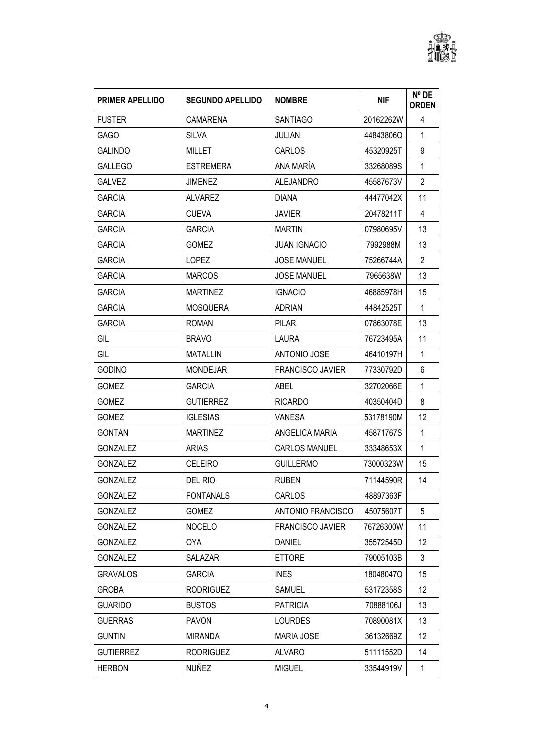| PRIMER APELLIDO | SEGUNDO APELLIDO | NOMBRE | NIF | Nº DE ORDEN |
|---|---|---|---|---|
| FUSTER | CAMARENA | SANTIAGO | 20162262W | 4 |
| GAGO | SILVA | JULIAN | 44843806Q | 1 |
| GALINDO | MILLET | CARLOS | 45320925T | 9 |
| GALLEGO | ESTREMERA | ANA MARÍA | 33268089S | 1 |
| GALVEZ | JIMENEZ | ALEJANDRO | 45587673V | 2 |
| GARCIA | ALVAREZ | DIANA | 44477042X | 11 |
| GARCIA | CUEVA | JAVIER | 20478211T | 4 |
| GARCIA | GARCIA | MARTIN | 07980695V | 13 |
| GARCIA | GOMEZ | JUAN IGNACIO | 7992988M | 13 |
| GARCIA | LOPEZ | JOSE MANUEL | 75266744A | 2 |
| GARCIA | MARCOS | JOSE MANUEL | 7965638W | 13 |
| GARCIA | MARTINEZ | IGNACIO | 46885978H | 15 |
| GARCIA | MOSQUERA | ADRIAN | 44842525T | 1 |
| GARCIA | ROMAN | PILAR | 07863078E | 13 |
| GIL | BRAVO | LAURA | 76723495A | 11 |
| GIL | MATALLIN | ANTONIO JOSE | 46410197H | 1 |
| GODINO | MONDEJAR | FRANCISCO JAVIER | 77330792D | 6 |
| GOMEZ | GARCIA | ABEL | 32702066E | 1 |
| GOMEZ | GUTIERREZ | RICARDO | 40350404D | 8 |
| GOMEZ | IGLESIAS | VANESA | 53178190M | 12 |
| GONTAN | MARTINEZ | ANGELICA MARIA | 45871767S | 1 |
| GONZALEZ | ARIAS | CARLOS MANUEL | 33348653X | 1 |
| GONZALEZ | CELEIRO | GUILLERMO | 73000323W | 15 |
| GONZALEZ | DEL RIO | RUBEN | 71144590R | 14 |
| GONZALEZ | FONTANALS | CARLOS | 48897363F | |
| GONZALEZ | GOMEZ | ANTONIO FRANCISCO | 45075607T | 5 |
| GONZALEZ | NOCELO | FRANCISCO JAVIER | 76726300W | 11 |
| GONZALEZ | OYA | DANIEL | 35572545D | 12 |
| GONZALEZ | SALAZAR | ETTORE | 79005103B | 3 |
| GRAVALOS | GARCIA | INES | 18048047Q | 15 |
| GROBA | RODRIGUEZ | SAMUEL | 53172358S | 12 |
| GUARIDO | BUSTOS | PATRICIA | 70888106J | 13 |
| GUERRAS | PAVON | LOURDES | 70890081X | 13 |
| GUNTIN | MIRANDA | MARIA JOSE | 36132669Z | 12 |
| GUTIERREZ | RODRIGUEZ | ALVARO | 51111552D | 14 |
| HERBON | NUÑEZ | MIGUEL | 33544919V | 1 |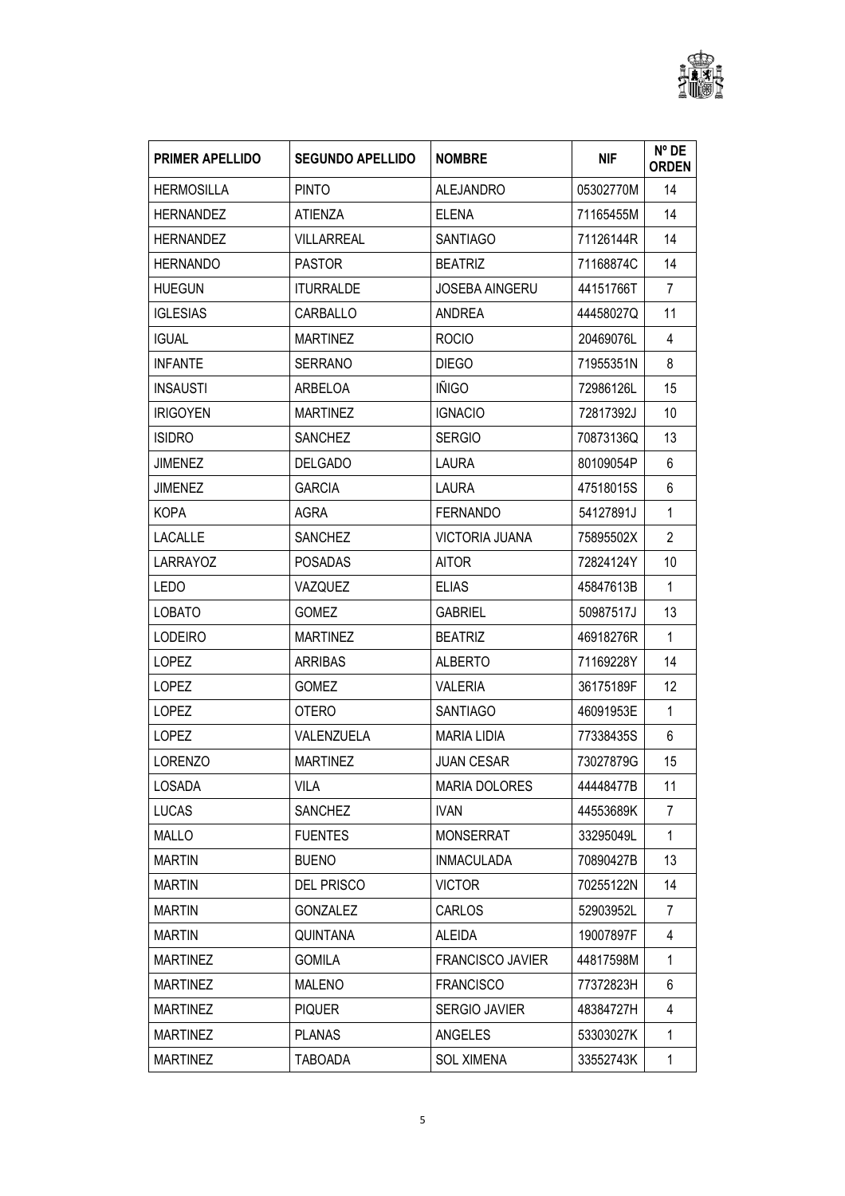| PRIMER APELLIDO | SEGUNDO APELLIDO | NOMBRE | NIF | Nº DE ORDEN |
|---|---|---|---|---|
| HERMOSILLA | PINTO | ALEJANDRO | 05302770M | 14 |
| HERNANDEZ | ATIENZA | ELENA | 71165455M | 14 |
| HERNANDEZ | VILLARREAL | SANTIAGO | 71126144R | 14 |
| HERNANDO | PASTOR | BEATRIZ | 71168874C | 14 |
| HUEGUN | ITURRALDE | JOSEBA AINGERU | 44151766T | 7 |
| IGLESIAS | CARBALLO | ANDREA | 44458027Q | 11 |
| IGUAL | MARTINEZ | ROCIO | 20469076L | 4 |
| INFANTE | SERRANO | DIEGO | 71955351N | 8 |
| INSAUSTI | ARBELOA | IÑIGO | 72986126L | 15 |
| IRIGOYEN | MARTINEZ | IGNACIO | 72817392J | 10 |
| ISIDRO | SANCHEZ | SERGIO | 70873136Q | 13 |
| JIMENEZ | DELGADO | LAURA | 80109054P | 6 |
| JIMENEZ | GARCIA | LAURA | 47518015S | 6 |
| KOPA | AGRA | FERNANDO | 54127891J | 1 |
| LACALLE | SANCHEZ | VICTORIA JUANA | 75895502X | 2 |
| LARRAYOZ | POSADAS | AITOR | 72824124Y | 10 |
| LEDO | VAZQUEZ | ELIAS | 45847613B | 1 |
| LOBATO | GOMEZ | GABRIEL | 50987517J | 13 |
| LODEIRO | MARTINEZ | BEATRIZ | 46918276R | 1 |
| LOPEZ | ARRIBAS | ALBERTO | 71169228Y | 14 |
| LOPEZ | GOMEZ | VALERIA | 36175189F | 12 |
| LOPEZ | OTERO | SANTIAGO | 46091953E | 1 |
| LOPEZ | VALENZUELA | MARIA LIDIA | 77338435S | 6 |
| LORENZO | MARTINEZ | JUAN CESAR | 73027879G | 15 |
| LOSADA | VILA | MARIA DOLORES | 44448477B | 11 |
| LUCAS | SANCHEZ | IVAN | 44553689K | 7 |
| MALLO | FUENTES | MONSERRAT | 33295049L | 1 |
| MARTIN | BUENO | INMACULADA | 70890427B | 13 |
| MARTIN | DEL PRISCO | VICTOR | 70255122N | 14 |
| MARTIN | GONZALEZ | CARLOS | 52903952L | 7 |
| MARTIN | QUINTANA | ALEIDA | 19007897F | 4 |
| MARTINEZ | GOMILA | FRANCISCO JAVIER | 44817598M | 1 |
| MARTINEZ | MALENO | FRANCISCO | 77372823H | 6 |
| MARTINEZ | PIQUER | SERGIO JAVIER | 48384727H | 4 |
| MARTINEZ | PLANAS | ANGELES | 53303027K | 1 |
| MARTINEZ | TABOADA | SOL XIMENA | 33552743K | 1 |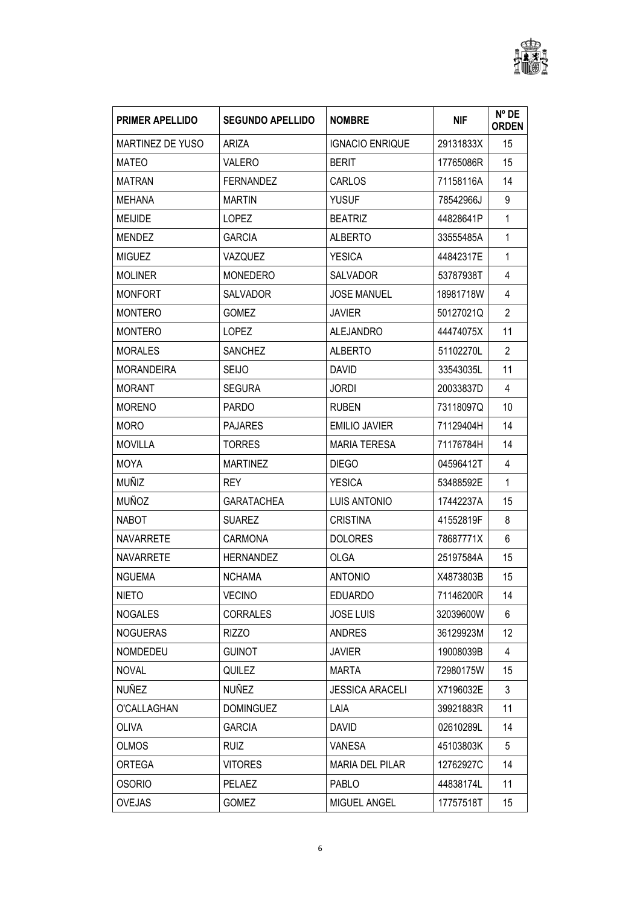| PRIMER APELLIDO | SEGUNDO APELLIDO | NOMBRE | NIF | Nº DE ORDEN |
|---|---|---|---|---|
| MARTINEZ DE YUSO | ARIZA | IGNACIO ENRIQUE | 29131833X | 15 |
| MATEO | VALERO | BERIT | 17765086R | 15 |
| MATRAN | FERNANDEZ | CARLOS | 71158116A | 14 |
| MEHANA | MARTIN | YUSUF | 78542966J | 9 |
| MEIJIDE | LOPEZ | BEATRIZ | 44828641P | 1 |
| MENDEZ | GARCIA | ALBERTO | 33555485A | 1 |
| MIGUEZ | VAZQUEZ | YESICA | 44842317E | 1 |
| MOLINER | MONEDERO | SALVADOR | 53787938T | 4 |
| MONFORT | SALVADOR | JOSE MANUEL | 18981718W | 4 |
| MONTERO | GOMEZ | JAVIER | 50127021Q | 2 |
| MONTERO | LOPEZ | ALEJANDRO | 44474075X | 11 |
| MORALES | SANCHEZ | ALBERTO | 51102270L | 2 |
| MORANDEIRA | SEIJO | DAVID | 33543035L | 11 |
| MORANT | SEGURA | JORDI | 20033837D | 4 |
| MORENO | PARDO | RUBEN | 73118097Q | 10 |
| MORO | PAJARES | EMILIO JAVIER | 71129404H | 14 |
| MOVILLA | TORRES | MARIA TERESA | 71176784H | 14 |
| MOYA | MARTINEZ | DIEGO | 04596412T | 4 |
| MUÑIZ | REY | YESICA | 53488592E | 1 |
| MUÑOZ | GARATACHEA | LUIS ANTONIO | 17442237A | 15 |
| NABOT | SUAREZ | CRISTINA | 41552819F | 8 |
| NAVARRETE | CARMONA | DOLORES | 78687771X | 6 |
| NAVARRETE | HERNANDEZ | OLGA | 25197584A | 15 |
| NGUEMA | NCHAMA | ANTONIO | X4873803B | 15 |
| NIETO | VECINO | EDUARDO | 71146200R | 14 |
| NOGALES | CORRALES | JOSE LUIS | 32039600W | 6 |
| NOGUERAS | RIZZO | ANDRES | 36129923M | 12 |
| NOMDEDEU | GUINOT | JAVIER | 19008039B | 4 |
| NOVAL | QUILEZ | MARTA | 72980175W | 15 |
| NUÑEZ | NUÑEZ | JESSICA ARACELI | X7196032E | 3 |
| O'CALLAGHAN | DOMINGUEZ | LAIA | 39921883R | 11 |
| OLIVA | GARCIA | DAVID | 02610289L | 14 |
| OLMOS | RUIZ | VANESA | 45103803K | 5 |
| ORTEGA | VITORES | MARIA DEL PILAR | 12762927C | 14 |
| OSORIO | PELAEZ | PABLO | 44838174L | 11 |
| OVEJAS | GOMEZ | MIGUEL ANGEL | 17757518T | 15 |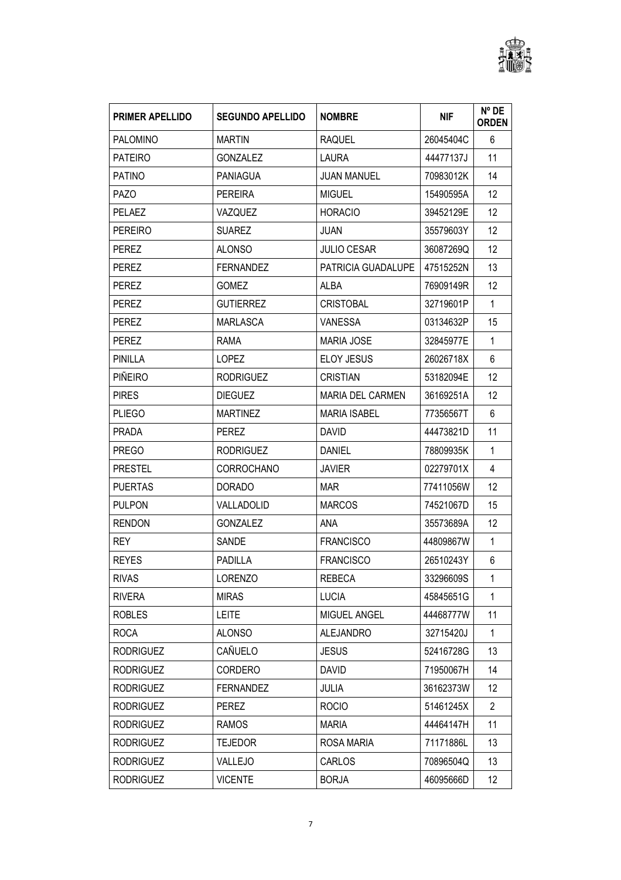| PRIMER APELLIDO | SEGUNDO APELLIDO | NOMBRE | NIF | Nº DE ORDEN |
|---|---|---|---|---|
| PALOMINO | MARTIN | RAQUEL | 26045404C | 6 |
| PATEIRO | GONZALEZ | LAURA | 44477137J | 11 |
| PATINO | PANIAGUA | JUAN MANUEL | 70983012K | 14 |
| PAZO | PEREIRA | MIGUEL | 15490595A | 12 |
| PELAEZ | VAZQUEZ | HORACIO | 39452129E | 12 |
| PEREIRO | SUAREZ | JUAN | 35579603Y | 12 |
| PEREZ | ALONSO | JULIO CESAR | 36087269Q | 12 |
| PEREZ | FERNANDEZ | PATRICIA GUADALUPE | 47515252N | 13 |
| PEREZ | GOMEZ | ALBA | 76909149R | 12 |
| PEREZ | GUTIERREZ | CRISTOBAL | 32719601P | 1 |
| PEREZ | MARLASCA | VANESSA | 03134632P | 15 |
| PEREZ | RAMA | MARIA JOSE | 32845977E | 1 |
| PINILLA | LOPEZ | ELOY JESUS | 26026718X | 6 |
| PIÑEIRO | RODRIGUEZ | CRISTIAN | 53182094E | 12 |
| PIRES | DIEGUEZ | MARIA DEL CARMEN | 36169251A | 12 |
| PLIEGO | MARTINEZ | MARIA ISABEL | 77356567T | 6 |
| PRADA | PEREZ | DAVID | 44473821D | 11 |
| PREGO | RODRIGUEZ | DANIEL | 78809935K | 1 |
| PRESTEL | CORROCHANO | JAVIER | 02279701X | 4 |
| PUERTAS | DORADO | MAR | 77411056W | 12 |
| PULPON | VALLADOLID | MARCOS | 74521067D | 15 |
| RENDON | GONZALEZ | ANA | 35573689A | 12 |
| REY | SANDE | FRANCISCO | 44809867W | 1 |
| REYES | PADILLA | FRANCISCO | 26510243Y | 6 |
| RIVAS | LORENZO | REBECA | 33296609S | 1 |
| RIVERA | MIRAS | LUCIA | 45845651G | 1 |
| ROBLES | LEITE | MIGUEL ANGEL | 44468777W | 11 |
| ROCA | ALONSO | ALEJANDRO | 32715420J | 1 |
| RODRIGUEZ | CAÑUELO | JESUS | 52416728G | 13 |
| RODRIGUEZ | CORDERO | DAVID | 71950067H | 14 |
| RODRIGUEZ | FERNANDEZ | JULIA | 36162373W | 12 |
| RODRIGUEZ | PEREZ | ROCIO | 51461245X | 2 |
| RODRIGUEZ | RAMOS | MARIA | 44464147H | 11 |
| RODRIGUEZ | TEJEDOR | ROSA MARIA | 71171886L | 13 |
| RODRIGUEZ | VALLEJO | CARLOS | 70896504Q | 13 |
| RODRIGUEZ | VICENTE | BORJA | 46095666D | 12 |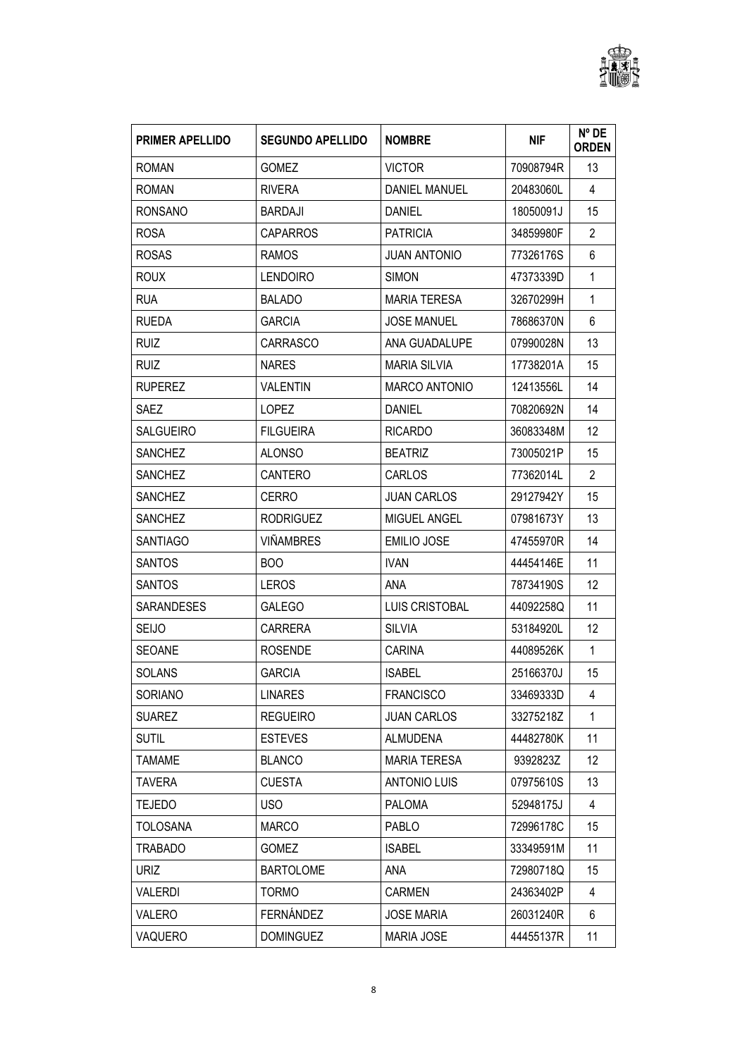| PRIMER APELLIDO | SEGUNDO APELLIDO | NOMBRE | NIF | Nº DE ORDEN |
|---|---|---|---|---|
| ROMAN | GOMEZ | VICTOR | 70908794R | 13 |
| ROMAN | RIVERA | DANIEL MANUEL | 20483060L | 4 |
| RONSANO | BARDAJI | DANIEL | 18050091J | 15 |
| ROSA | CAPARROS | PATRICIA | 34859980F | 2 |
| ROSAS | RAMOS | JUAN ANTONIO | 77326176S | 6 |
| ROUX | LENDOIRO | SIMON | 47373339D | 1 |
| RUA | BALADO | MARIA TERESA | 32670299H | 1 |
| RUEDA | GARCIA | JOSE MANUEL | 78686370N | 6 |
| RUIZ | CARRASCO | ANA GUADALUPE | 07990028N | 13 |
| RUIZ | NARES | MARIA SILVIA | 17738201A | 15 |
| RUPEREZ | VALENTIN | MARCO ANTONIO | 12413556L | 14 |
| SAEZ | LOPEZ | DANIEL | 70820692N | 14 |
| SALGUEIRO | FILGUEIRA | RICARDO | 36083348M | 12 |
| SANCHEZ | ALONSO | BEATRIZ | 73005021P | 15 |
| SANCHEZ | CANTERO | CARLOS | 77362014L | 2 |
| SANCHEZ | CERRO | JUAN CARLOS | 29127942Y | 15 |
| SANCHEZ | RODRIGUEZ | MIGUEL ANGEL | 07981673Y | 13 |
| SANTIAGO | VIÑAMBRES | EMILIO JOSE | 47455970R | 14 |
| SANTOS | BOO | IVAN | 44454146E | 11 |
| SANTOS | LEROS | ANA | 78734190S | 12 |
| SARANDESES | GALEGO | LUIS CRISTOBAL | 44092258Q | 11 |
| SEIJO | CARRERA | SILVIA | 53184920L | 12 |
| SEOANE | ROSENDE | CARINA | 44089526K | 1 |
| SOLANS | GARCIA | ISABEL | 25166370J | 15 |
| SORIANO | LINARES | FRANCISCO | 33469333D | 4 |
| SUAREZ | REGUEIRO | JUAN CARLOS | 33275218Z | 1 |
| SUTIL | ESTEVES | ALMUDENA | 44482780K | 11 |
| TAMAME | BLANCO | MARIA TERESA | 9392823Z | 12 |
| TAVERA | CUESTA | ANTONIO LUIS | 07975610S | 13 |
| TEJEDO | USO | PALOMA | 52948175J | 4 |
| TOLOSANA | MARCO | PABLO | 72996178C | 15 |
| TRABADO | GOMEZ | ISABEL | 33349591M | 11 |
| URIZ | BARTOLOME | ANA | 72980718Q | 15 |
| VALERDI | TORMO | CARMEN | 24363402P | 4 |
| VALERO | FERNÁNDEZ | JOSE MARIA | 26031240R | 6 |
| VAQUERO | DOMINGUEZ | MARIA JOSE | 44455137R | 11 |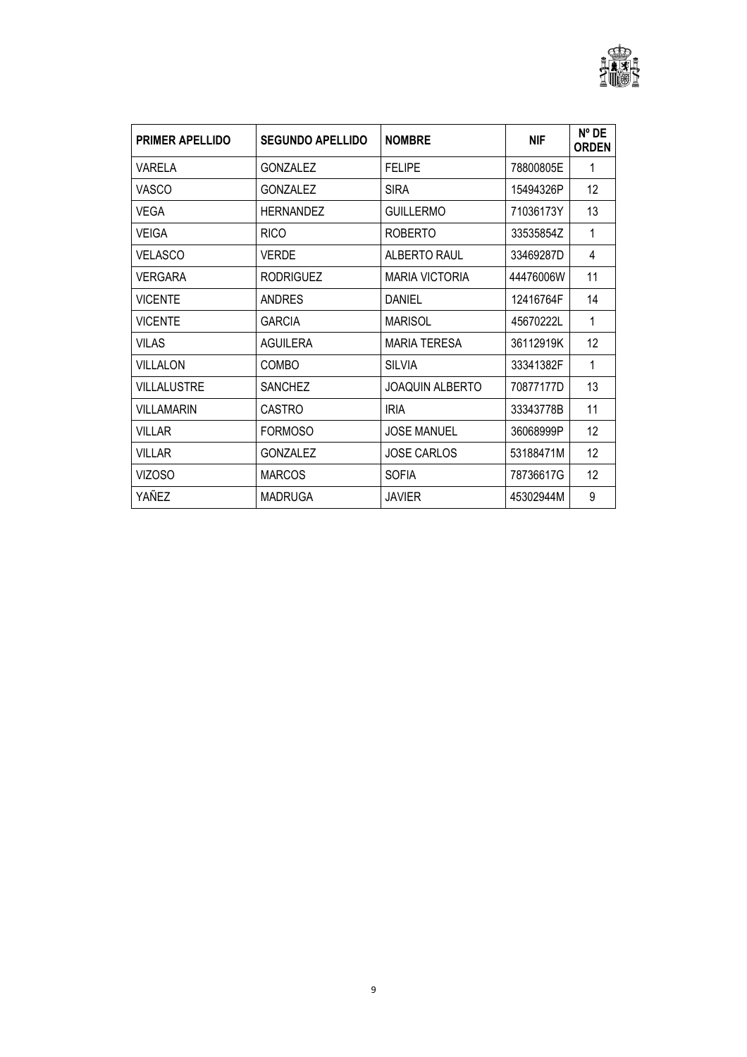| PRIMER APELLIDO | SEGUNDO APELLIDO | NOMBRE | NIF | Nº DE ORDEN |
|---|---|---|---|---|
| VARELA | GONZALEZ | FELIPE | 78800805E | 1 |
| VASCO | GONZALEZ | SIRA | 15494326P | 12 |
| VEGA | HERNANDEZ | GUILLERMO | 71036173Y | 13 |
| VEIGA | RICO | ROBERTO | 33535854Z | 1 |
| VELASCO | VERDE | ALBERTO RAUL | 33469287D | 4 |
| VERGARA | RODRIGUEZ | MARIA VICTORIA | 44476006W | 11 |
| VICENTE | ANDRES | DANIEL | 12416764F | 14 |
| VICENTE | GARCIA | MARISOL | 45670222L | 1 |
| VILAS | AGUILERA | MARIA TERESA | 36112919K | 12 |
| VILLALON | COMBO | SILVIA | 33341382F | 1 |
| VILLALUSTRE | SANCHEZ | JOAQUIN ALBERTO | 70877177D | 13 |
| VILLAMARIN | CASTRO | IRIA | 33343778B | 11 |
| VILLAR | FORMOSO | JOSE MANUEL | 36068999P | 12 |
| VILLAR | GONZALEZ | JOSE CARLOS | 53188471M | 12 |
| VIZOSO | MARCOS | SOFIA | 78736617G | 12 |
| YAÑEZ | MADRUGA | JAVIER | 45302944M | 9 |